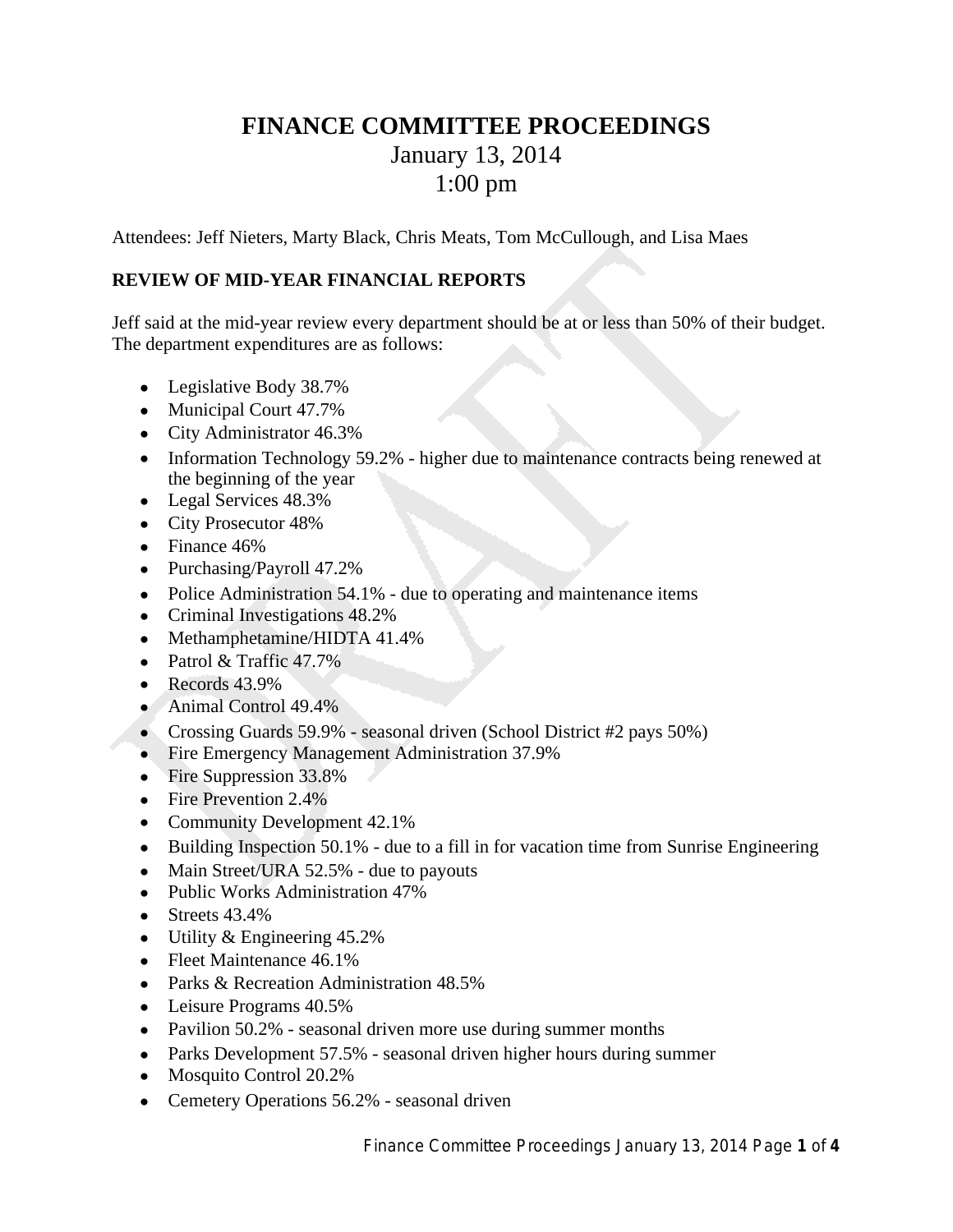# FINANCE COMMITTEE PROCEEDINGS

January 13, 2014

1:00 pm

Attendees: Jeff Nieters, Marty Black, Chris Meats, Tom McCullough, and Lisa Maes

## REVIEW OF MID-YEAR FINANCIAL REPORTS

Jeff said at the mid-year review every department should be at or less than 50% of their budget. The department expenditures are as follows:

- Legislative Body 38.7%
- Municipal Court 47.7%
- City Administrator 46.3%
- Information Technology 59.2% - higher due to maintenance contracts being renewed at the beginning of the year
- Legal Services 48.3%
- City Prosecutor 48%
- Finance 46%
- Purchasing/Payroll 47.2%
- Police Administration 54.1% - due to operating and maintenance items
- Criminal Investigations 48.2%
- Methamphetamine/HIDTA 41.4%
- Patrol & Traffic 47.7%
- Records 43.9%
- Animal Control 49.4%
- Crossing Guards 59.9% - seasonal driven (School District #2 pays 50%)
- Fire Emergency Management Administration 37.9%
- Fire Suppression 33.8%
- Fire Prevention 2.4%
- Community Development 42.1%
- Building Inspection 50.1% - due to a fill in for vacation time from Sunrise Engineering
- Main Street/URA 52.5% - due to payouts
- Public Works Administration 47%
- Streets 43.4%
- Utility & Engineering 45.2%
- Fleet Maintenance 46.1%
- Parks & Recreation Administration 48.5%
- Leisure Programs 40.5%
- Pavilion 50.2% - seasonal driven more use during summer months
- Parks Development 57.5% - seasonal driven higher hours during summer
- Mosquito Control 20.2%
- Cemetery Operations 56.2% - seasonal driven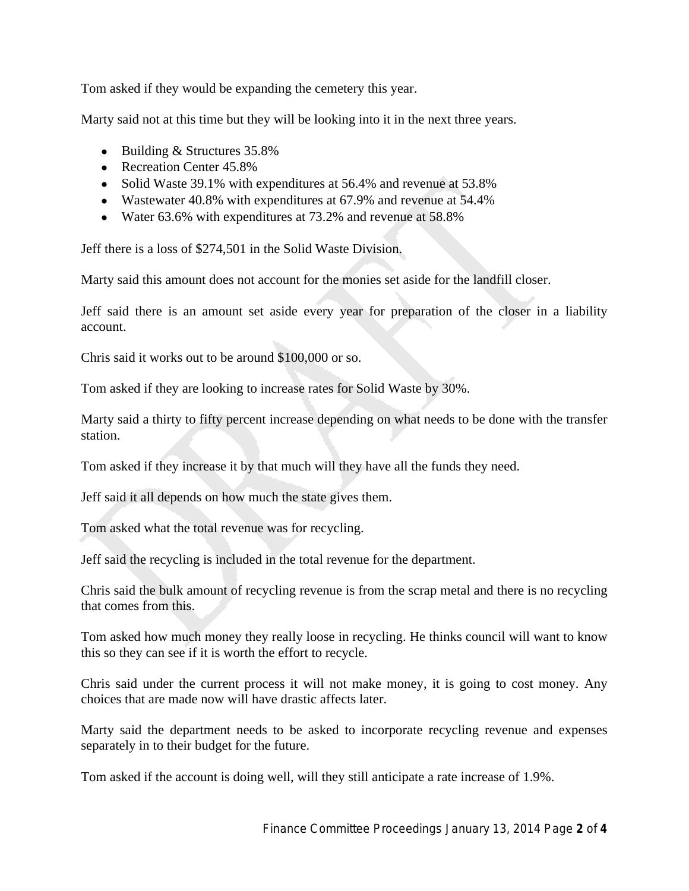Tom asked if they would be expanding the cemetery this year.

Marty said not at this time but they will be looking into it in the next three years.

- Building & Structures 35.8%
- Recreation Center 45.8%
- Solid Waste 39.1% with expenditures at 56.4% and revenue at 53.8%
- Wastewater 40.8% with expenditures at 67.9% and revenue at 54.4%
- Water 63.6% with expenditures at 73.2% and revenue at 58.8%

Jeff there is a loss of $274,501 in the Solid Waste Division.

Marty said this amount does not account for the monies set aside for the landfill closer.

Jeff said there is an amount set aside every year for preparation of the closer in a liability account.

Chris said it works out to be around $100,000 or so.

Tom asked if they are looking to increase rates for Solid Waste by 30%.

Marty said a thirty to fifty percent increase depending on what needs to be done with the transfer station.

Tom asked if they increase it by that much will they have all the funds they need.

Jeff said it all depends on how much the state gives them.

Tom asked what the total revenue was for recycling.

Jeff said the recycling is included in the total revenue for the department.

Chris said the bulk amount of recycling revenue is from the scrap metal and there is no recycling that comes from this.

Tom asked how much money they really loose in recycling. He thinks council will want to know this so they can see if it is worth the effort to recycle.

Chris said under the current process it will not make money, it is going to cost money. Any choices that are made now will have drastic affects later.

Marty said the department needs to be asked to incorporate recycling revenue and expenses separately in to their budget for the future.

Tom asked if the account is doing well, will they still anticipate a rate increase of 1.9%.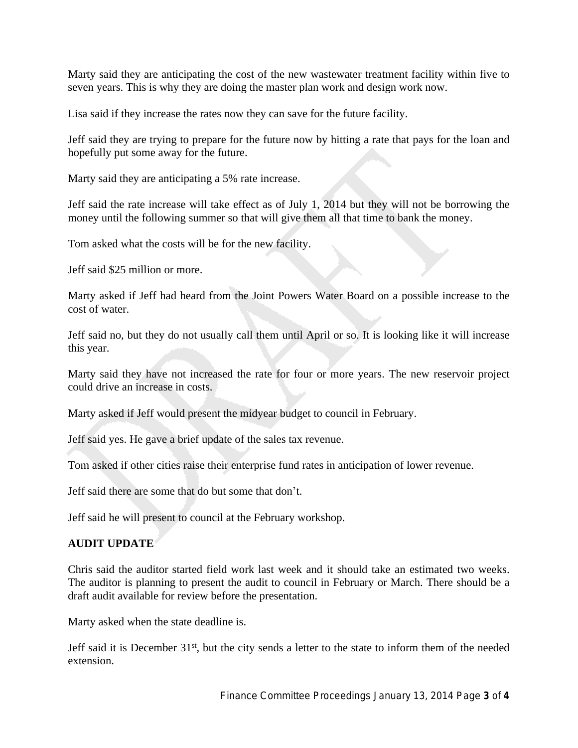Marty said they are anticipating the cost of the new wastewater treatment facility within five to seven years. This is why they are doing the master plan work and design work now.

Lisa said if they increase the rates now they can save for the future facility.

Jeff said they are trying to prepare for the future now by hitting a rate that pays for the loan and hopefully put some away for the future.

Marty said they are anticipating a 5% rate increase.

Jeff said the rate increase will take effect as of July 1, 2014 but they will not be borrowing the money until the following summer so that will give them all that time to bank the money.

Tom asked what the costs will be for the new facility.

Jeff said $25 million or more.

Marty asked if Jeff had heard from the Joint Powers Water Board on a possible increase to the cost of water.

Jeff said no, but they do not usually call them until April or so. It is looking like it will increase this year.

Marty said they have not increased the rate for four or more years. The new reservoir project could drive an increase in costs.

Marty asked if Jeff would present the midyear budget to council in February.

Jeff said yes. He gave a brief update of the sales tax revenue.

Tom asked if other cities raise their enterprise fund rates in anticipation of lower revenue.

Jeff said there are some that do but some that don't.

Jeff said he will present to council at the February workshop.

**AUDIT UPDATE**

Chris said the auditor started field work last week and it should take an estimated two weeks. The auditor is planning to present the audit to council in February or March. There should be a draft audit available for review before the presentation.

Marty asked when the state deadline is.

Jeff said it is December 31st, but the city sends a letter to the state to inform them of the needed extension.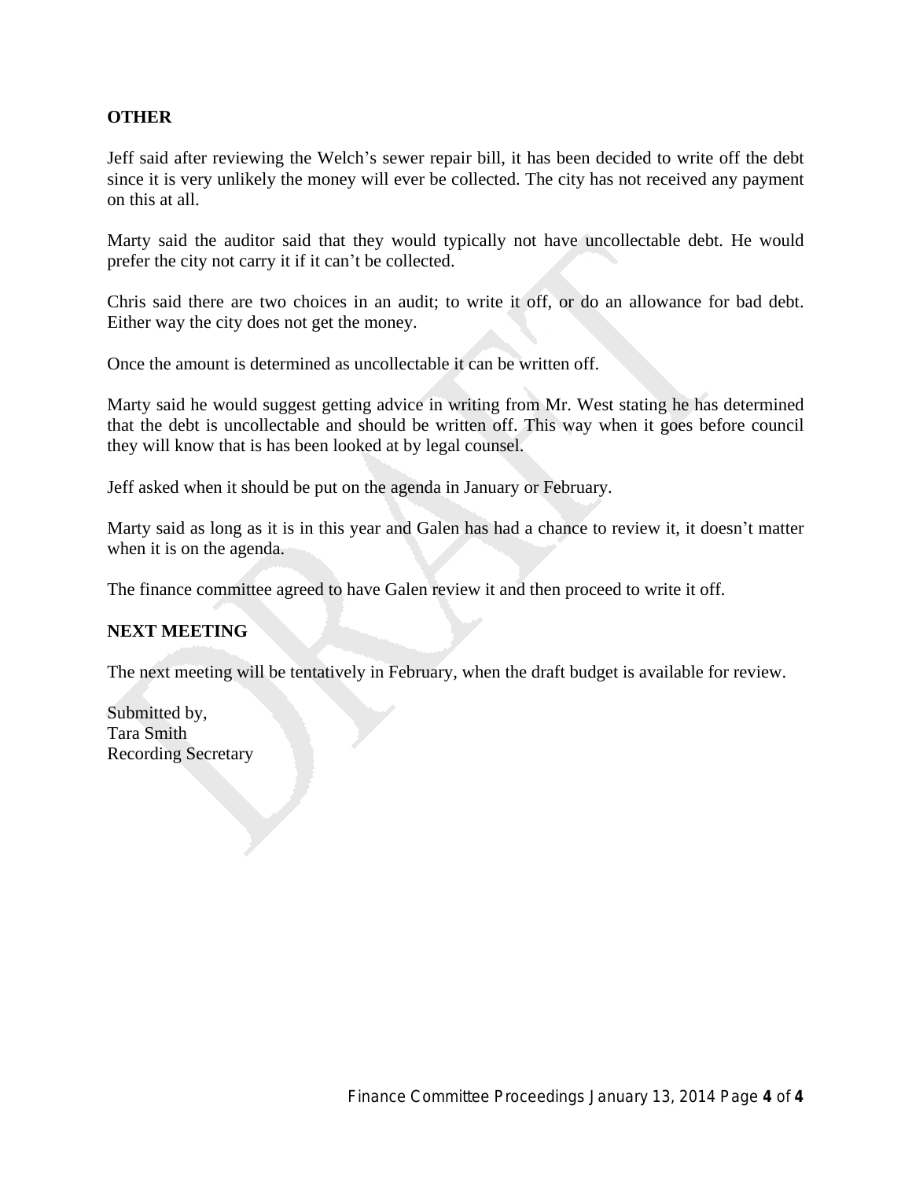**OTHER**

Jeff said after reviewing the Welch's sewer repair bill, it has been decided to write off the debt since it is very unlikely the money will ever be collected. The city has not received any payment on this at all.

Marty said the auditor said that they would typically not have uncollectable debt. He would prefer the city not carry it if it can't be collected.

Chris said there are two choices in an audit; to write it off, or do an allowance for bad debt. Either way the city does not get the money.

Once the amount is determined as uncollectable it can be written off.

Marty said he would suggest getting advice in writing from Mr. West stating he has determined that the debt is uncollectable and should be written off. This way when it goes before council they will know that is has been looked at by legal counsel.

Jeff asked when it should be put on the agenda in January or February.

Marty said as long as it is in this year and Galen has had a chance to review it, it doesn't matter when it is on the agenda.

The finance committee agreed to have Galen review it and then proceed to write it off.

**NEXT MEETING**

The next meeting will be tentatively in February, when the draft budget is available for review.

Submitted by,
Tara Smith
Recording Secretary